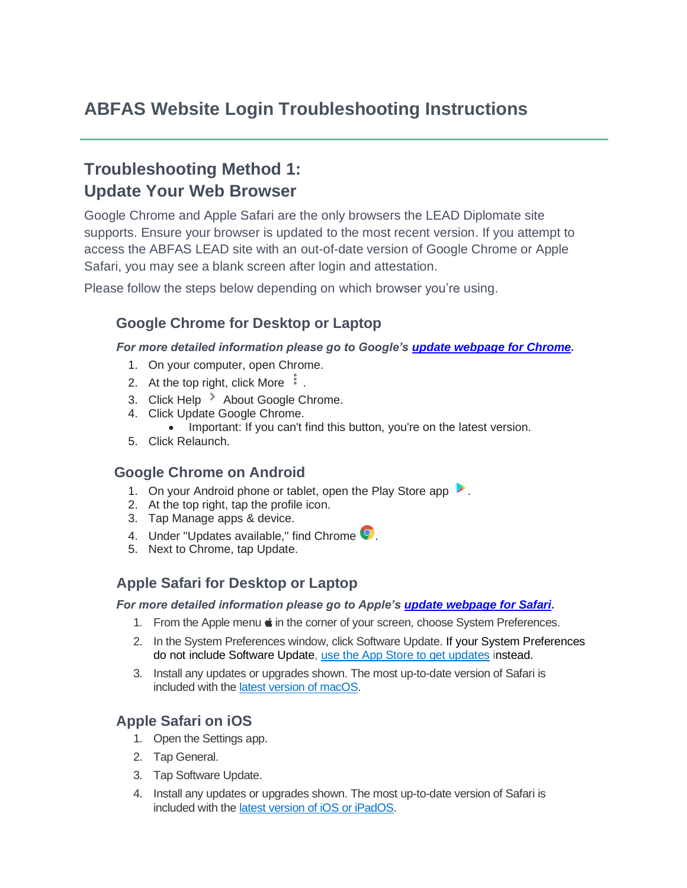# ABFAS Website Login Troubleshooting Instructions

## Troubleshooting Method 1:
## Update Your Web Browser

Google Chrome and Apple Safari are the only browsers the LEAD Diplomate site supports. Ensure your browser is updated to the most recent version. If you attempt to access the ABFAS LEAD site with an out-of-date version of Google Chrome or Apple Safari, you may see a blank screen after login and attestation.

Please follow the steps below depending on which browser you're using.

### Google Chrome for Desktop or Laptop

***For more detailed information please go to Google's [update webpage for Chrome](#).***

1. On your computer, open Chrome.
2. At the top right, click More ⋮ .
3. Click Help › About Google Chrome.
4. Click Update Google Chrome.
   - Important: If you can't find this button, you're on the latest version.
5. Click Relaunch.

### Google Chrome on Android

1. On your Android phone or tablet, open the Play Store app ▶.
2. At the top right, tap the profile icon.
3. Tap Manage apps & device.
4. Under "Updates available," find Chrome.
5. Next to Chrome, tap Update.

### Apple Safari for Desktop or Laptop

***For more detailed information please go to Apple's [update webpage for Safari](#).***

1. From the Apple menu  in the corner of your screen, choose System Preferences.
2. In the System Preferences window, click Software Update. If your System Preferences do not include Software Update, [use the App Store to get updates](#) instead.
3. Install any updates or upgrades shown. The most up-to-date version of Safari is included with the [latest version of macOS](#).

### Apple Safari on iOS

1. Open the Settings app.
2. Tap General.
3. Tap Software Update.
4. Install any updates or upgrades shown. The most up-to-date version of Safari is included with the [latest version of iOS or iPadOS](#).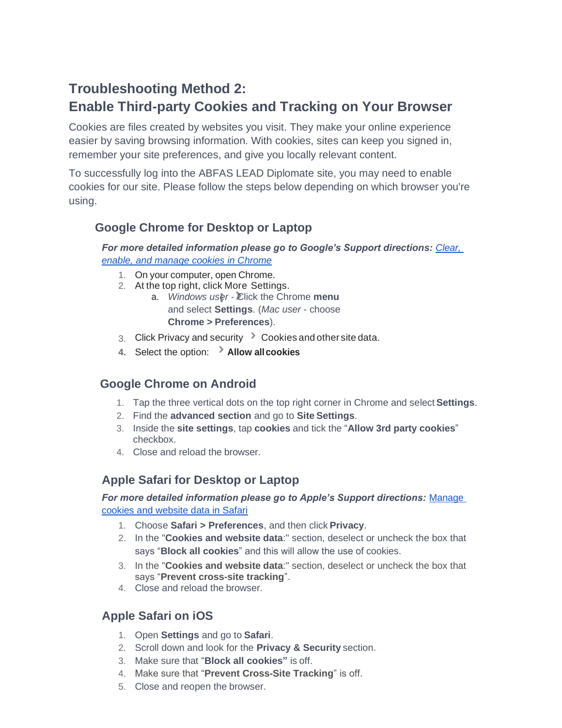# Troubleshooting Method 2:
# Enable Third-party Cookies and Tracking on Your Browser

Cookies are files created by websites you visit. They make your online experience easier by saving browsing information. With cookies, sites can keep you signed in, remember your site preferences, and give you locally relevant content.

To successfully log into the ABFAS LEAD Diplomate site, you may need to enable cookies for our site. Please follow the steps below depending on which browser you're using.

## Google Chrome for Desktop or Laptop

***For more detailed information please go to Google's Support directions:*** *[Clear, enable, and manage cookies in Chrome]()*

1. On your computer, open Chrome.
2. At the top right, click More Settings.
   a. *Windows user* - Click the Chrome **menu** and select **Settings**. (*Mac user* - choose **Chrome > Preferences**).
3. Click Privacy and security > Cookies and other site data.
4. Select the option: > **Allow all cookies**

## Google Chrome on Android

1. Tap the three vertical dots on the top right corner in Chrome and select **Settings**.
2. Find the **advanced section** and go to **Site Settings**.
3. Inside the **site settings**, tap **cookies** and tick the "**Allow 3rd party cookies**" checkbox.
4. Close and reload the browser.

## Apple Safari for Desktop or Laptop

***For more detailed information please go to Apple's Support directions:*** [Manage cookies and website data in Safari]()

1. Choose **Safari > Preferences**, and then click **Privacy**.
2. In the "**Cookies and website data**:" section, deselect or uncheck the box that says "**Block all cookies**" and this will allow the use of cookies.
3. In the "**Cookies and website data**:" section, deselect or uncheck the box that says "**Prevent cross-site tracking**".
4. Close and reload the browser.

## Apple Safari on iOS

1. Open **Settings** and go to **Safari**.
2. Scroll down and look for the **Privacy & Security** section.
3. Make sure that "**Block all cookies"** is off.
4. Make sure that "**Prevent Cross-Site Tracking**" is off.
5. Close and reopen the browser.